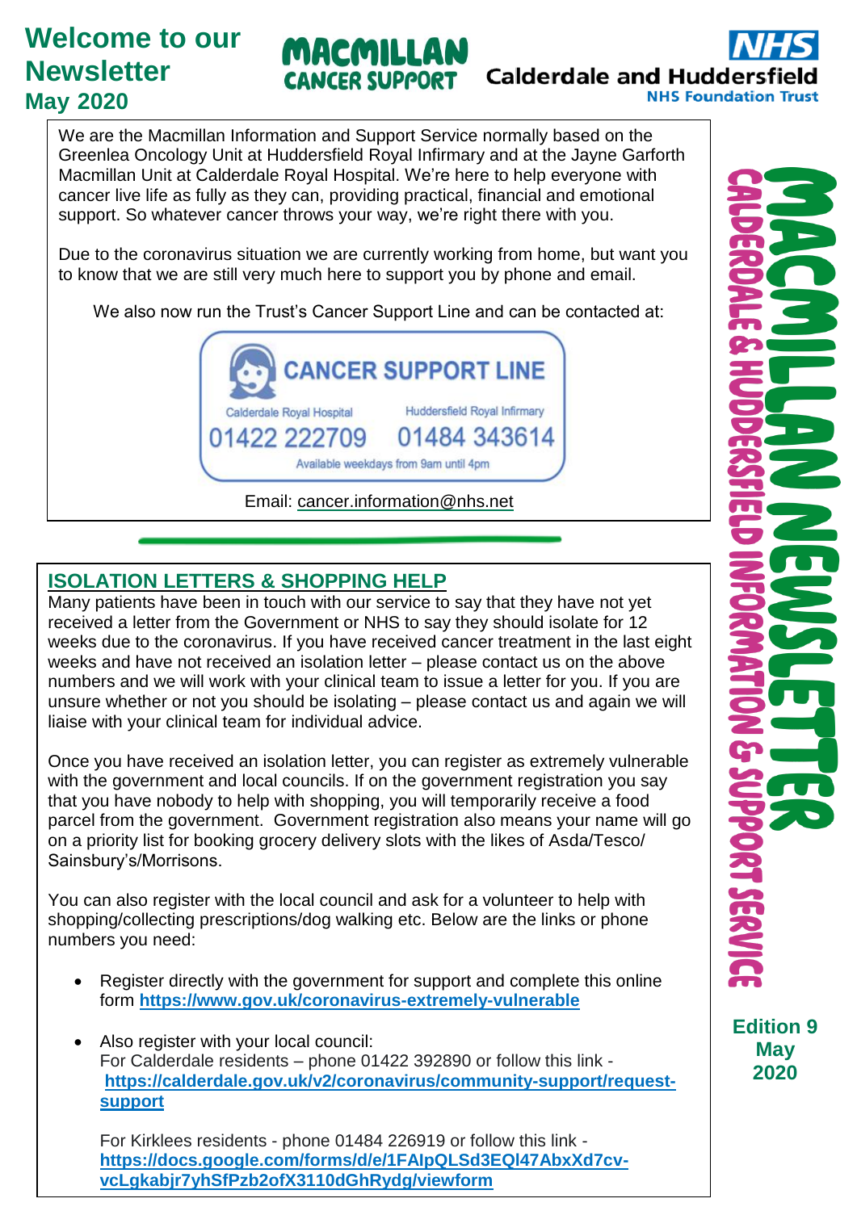# Welcome to our Newsletter
## May 2020

MACMILLAN CANCER SUPPORT

NHS Calderdale and Huddersfield NHS Foundation Trust

MACMILLAN NEWSLETTER

CALDERDALE & HUDDERSFIELD INFORMATION & SUPPORT SERVICE

**Edition 9**
**May 2020**

We are the Macmillan Information and Support Service normally based on the Greenlea Oncology Unit at Huddersfield Royal Infirmary and at the Jayne Garforth Macmillan Unit at Calderdale Royal Hospital. We're here to help everyone with cancer live life as fully as they can, providing practical, financial and emotional support. So whatever cancer throws your way, we're right there with you.

Due to the coronavirus situation we are currently working from home, but want you to know that we are still very much here to support you by phone and email.

We also now run the Trust's Cancer Support Line and can be contacted at:

**CANCER SUPPORT LINE**

| Calderdale Royal Hospital | Huddersfield Royal Infirmary |
|---|---|
| 01422 222709 | 01484 343614 |

Available weekdays from 9am until 4pm

Email: cancer.information@nhs.net

## ISOLATION LETTERS & SHOPPING HELP

Many patients have been in touch with our service to say that they have not yet received a letter from the Government or NHS to say they should isolate for 12 weeks due to the coronavirus. If you have received cancer treatment in the last eight weeks and have not received an isolation letter – please contact us on the above numbers and we will work with your clinical team to issue a letter for you. If you are unsure whether or not you should be isolating – please contact us and again we will liaise with your clinical team for individual advice.

Once you have received an isolation letter, you can register as extremely vulnerable with the government and local councils. If on the government registration you say that you have nobody to help with shopping, you will temporarily receive a food parcel from the government. Government registration also means your name will go on a priority list for booking grocery delivery slots with the likes of Asda/Tesco/ Sainsbury's/Morrisons.

You can also register with the local council and ask for a volunteer to help with shopping/collecting prescriptions/dog walking etc. Below are the links or phone numbers you need:

- Register directly with the government for support and complete this online form **https://www.gov.uk/coronavirus-extremely-vulnerable**

- Also register with your local council:
  For Calderdale residents – phone 01422 392890 or follow this link - **https://calderdale.gov.uk/v2/coronavirus/community-support/request-support**

  For Kirklees residents - phone 01484 226919 or follow this link - **https://docs.google.com/forms/d/e/1FAIpQLSd3EQl47AbxXd7cv-vcLgkabjr7yhSfPzb2ofX3110dGhRydg/viewform**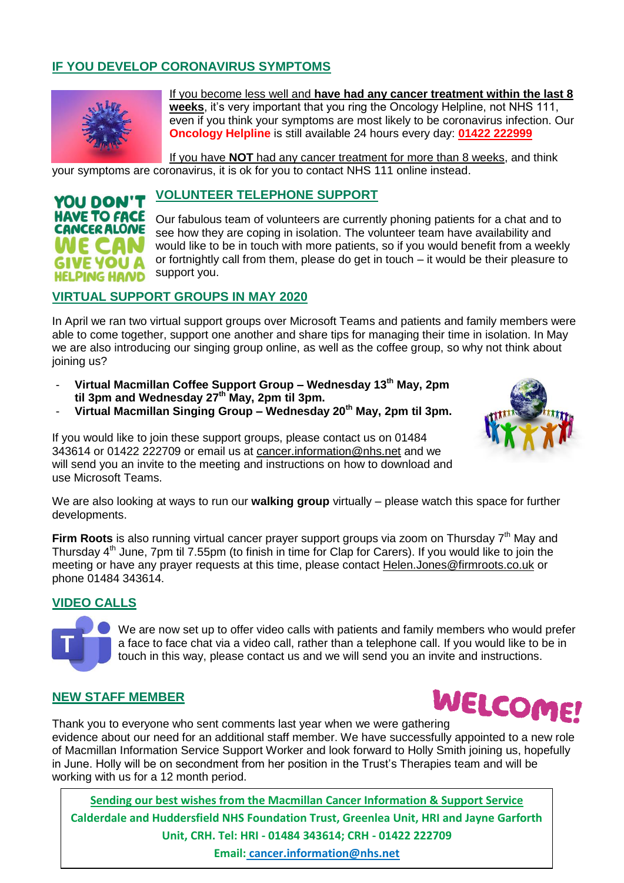## IF YOU DEVELOP CORONAVIRUS SYMPTOMS

If you become less well and **have had any cancer treatment within the last 8 weeks**, it's very important that you ring the Oncology Helpline, not NHS 111, even if you think your symptoms are most likely to be coronavirus infection. Our **Oncology Helpline** is still available 24 hours every day: **01422 222999**

If you have **NOT** had any cancer treatment for more than 8 weeks, and think your symptoms are coronavirus, it is ok for you to contact NHS 111 online instead.

YOU DON'T HAVE TO FACE CANCER ALONE WE CAN GIVE YOU A HELPING HAND

## VOLUNTEER TELEPHONE SUPPORT

Our fabulous team of volunteers are currently phoning patients for a chat and to see how they are coping in isolation. The volunteer team have availability and would like to be in touch with more patients, so if you would benefit from a weekly or fortnightly call from them, please do get in touch – it would be their pleasure to support you.

## VIRTUAL SUPPORT GROUPS IN MAY 2020

In April we ran two virtual support groups over Microsoft Teams and patients and family members were able to come together, support one another and share tips for managing their time in isolation. In May we are also introducing our singing group online, as well as the coffee group, so why not think about joining us?

- **Virtual Macmillan Coffee Support Group – Wednesday 13th May, 2pm til 3pm and Wednesday 27th May, 2pm til 3pm.**
- **Virtual Macmillan Singing Group – Wednesday 20th May, 2pm til 3pm.**

If you would like to join these support groups, please contact us on 01484 343614 or 01422 222709 or email us at cancer.information@nhs.net and we will send you an invite to the meeting and instructions on how to download and use Microsoft Teams.

We are also looking at ways to run our **walking group** virtually – please watch this space for further developments.

**Firm Roots** is also running virtual cancer prayer support groups via zoom on Thursday 7th May and Thursday 4th June, 7pm til 7.55pm (to finish in time for Clap for Carers). If you would like to join the meeting or have any prayer requests at this time, please contact Helen.Jones@firmroots.co.uk or phone 01484 343614.

## VIDEO CALLS

We are now set up to offer video calls with patients and family members who would prefer a face to face chat via a video call, rather than a telephone call. If you would like to be in touch in this way, please contact us and we will send you an invite and instructions.

## NEW STAFF MEMBER

WELCOME!

Thank you to everyone who sent comments last year when we were gathering evidence about our need for an additional staff member. We have successfully appointed to a new role of Macmillan Information Service Support Worker and look forward to Holly Smith joining us, hopefully in June. Holly will be on secondment from her position in the Trust's Therapies team and will be working with us for a 12 month period.

**Sending our best wishes from the Macmillan Cancer Information & Support Service**
**Calderdale and Huddersfield NHS Foundation Trust, Greenlea Unit, HRI and Jayne Garforth Unit, CRH. Tel: HRI - 01484 343614; CRH - 01422 222709**
**Email: cancer.information@nhs.net**